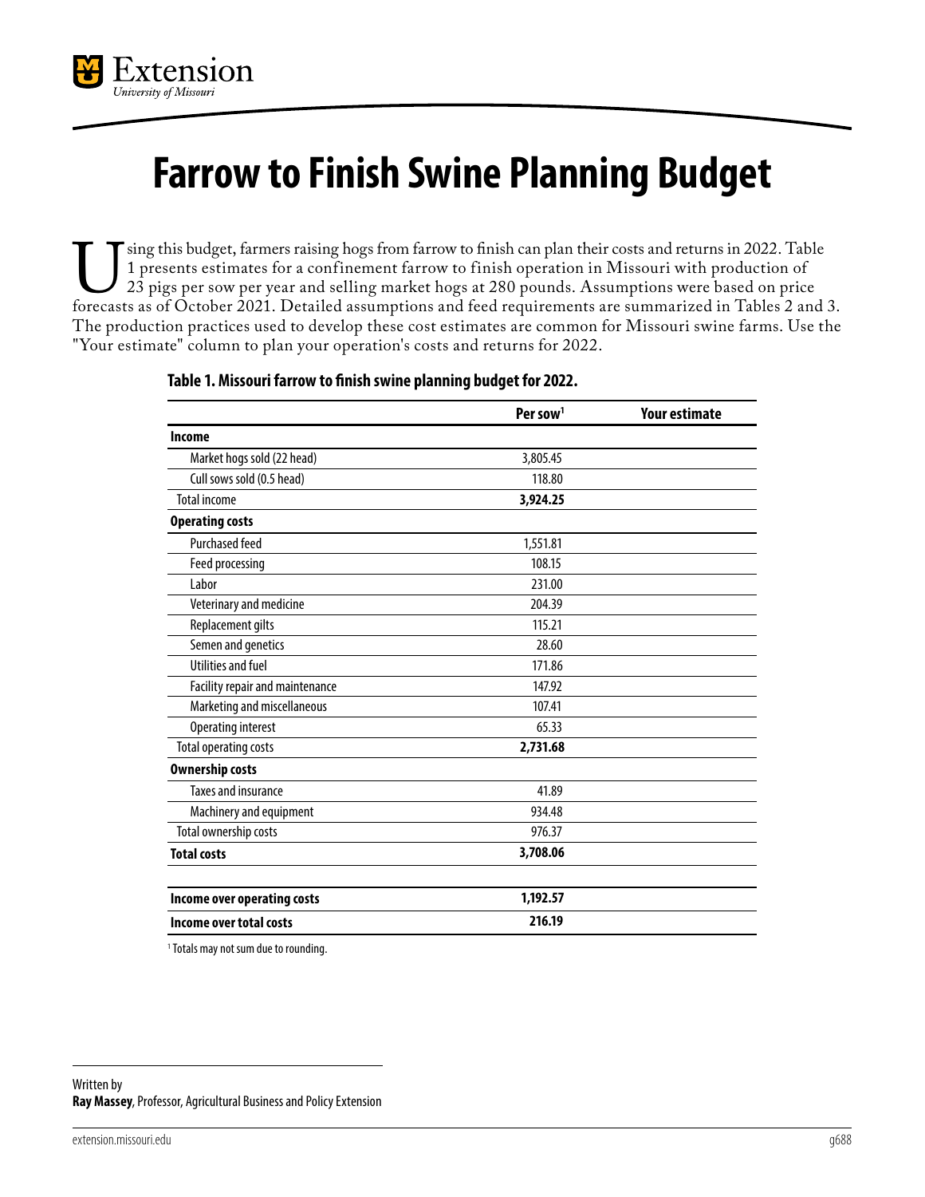# Farrow to Finish Swine Planning Budget

Using this budget, farmers raising hogs from farrow to finish can plan their costs and returns in 2022. Table 1 presents estimates for a confinement farrow to finish operation in Missouri with production of 23 pigs per sow per year and selling market hogs at 280 pounds. Assumptions were based on price forecasts as of October 2021. Detailed assumptions and feed requirements are summarized in Tables 2 and 3. The production practices used to develop these cost estimates are common for Missouri swine farms. Use the "Your estimate" column to plan your operation's costs and returns for 2022.

**Table 1. Missouri farrow to finish swine planning budget for 2022.**

| | Per sow[1] | Your estimate |
|---|---|---|
| **Income** | | |
| Market hogs sold (22 head) | 3,805.45 | |
| Cull sows sold (0.5 head) | 118.80 | |
| Total income | **3,924.25** | |
| **Operating costs** | | |
| Purchased feed | 1,551.81 | |
| Feed processing | 108.15 | |
| Labor | 231.00 | |
| Veterinary and medicine | 204.39 | |
| Replacement gilts | 115.21 | |
| Semen and genetics | 28.60 | |
| Utilities and fuel | 171.86 | |
| Facility repair and maintenance | 147.92 | |
| Marketing and miscellaneous | 107.41 | |
| Operating interest | 65.33 | |
| Total operating costs | **2,731.68** | |
| **Ownership costs** | | |
| Taxes and insurance | 41.89 | |
| Machinery and equipment | 934.48 | |
| Total ownership costs | 976.37 | |
| **Total costs** | **3,708.06** | |
| | | |
| **Income over operating costs** | **1,192.57** | |
| **Income over total costs** | **216.19** | |

[1] Totals may not sum due to rounding.

Written by
**Ray Massey**, Professor, Agricultural Business and Policy Extension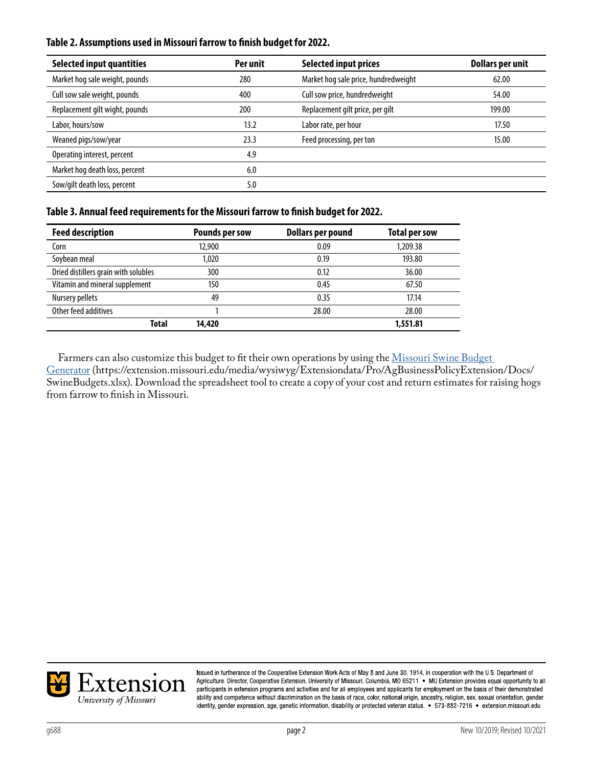**Table 2. Assumptions used in Missouri farrow to finish budget for 2022.**

| Selected input quantities | Per unit | Selected input prices | Dollars per unit |
|---|---|---|---|
| Market hog sale weight, pounds | 280 | Market hog sale price, hundredweight | 62.00 |
| Cull sow sale weight, pounds | 400 | Cull sow price, hundredweight | 54.00 |
| Replacement gilt wight, pounds | 200 | Replacement gilt price, per gilt | 199.00 |
| Labor, hours/sow | 13.2 | Labor rate, per hour | 17.50 |
| Weaned pigs/sow/year | 23.3 | Feed processing, per ton | 15.00 |
| Operating interest, percent | 4.9 | | |
| Market hog death loss, percent | 6.0 | | |
| Sow/gilt death loss, percent | 5.0 | | |

**Table 3. Annual feed requirements for the Missouri farrow to finish budget for 2022.**

| Feed description | Pounds per sow | Dollars per pound | Total per sow |
|---|---|---|---|
| Corn | 12,900 | 0.09 | 1,209.38 |
| Soybean meal | 1,020 | 0.19 | 193.80 |
| Dried distillers grain with solubles | 300 | 0.12 | 36.00 |
| Vitamin and mineral supplement | 150 | 0.45 | 67.50 |
| Nursery pellets | 49 | 0.35 | 17.14 |
| Other feed additives | 1 | 28.00 | 28.00 |
| **Total** | **14,420** | | **1,551.81** |

Farmers can also customize this budget to fit their own operations by using the Missouri Swine Budget Generator (https://extension.missouri.edu/media/wysiwyg/Extensiondata/Pro/AgBusinessPolicyExtension/Docs/SwineBudgets.xlsx). Download the spreadsheet tool to create a copy of your cost and return estimates for raising hogs from farrow to finish in Missouri.

Extension
University of Missouri

Issued in furtherance of the Cooperative Extension Work Acts of May 8 and June 30, 1914, in cooperation with the U.S. Department of Agriculture. Director, Cooperative Extension, University of Missouri, Columbia, MO 65211 • MU Extension provides equal opportunity to all participants in extension programs and activities and for all employees and applicants for employment on the basis of their demonstrated ability and competence without discrimination on the basis of race, color, national origin, ancestry, religion, sex, sexual orientation, gender identity, gender expression, age, genetic information, disability or protected veteran status. • 573-882-7216 • extension.missouri.edu

g688 New 10/2019; Revised 10/2021